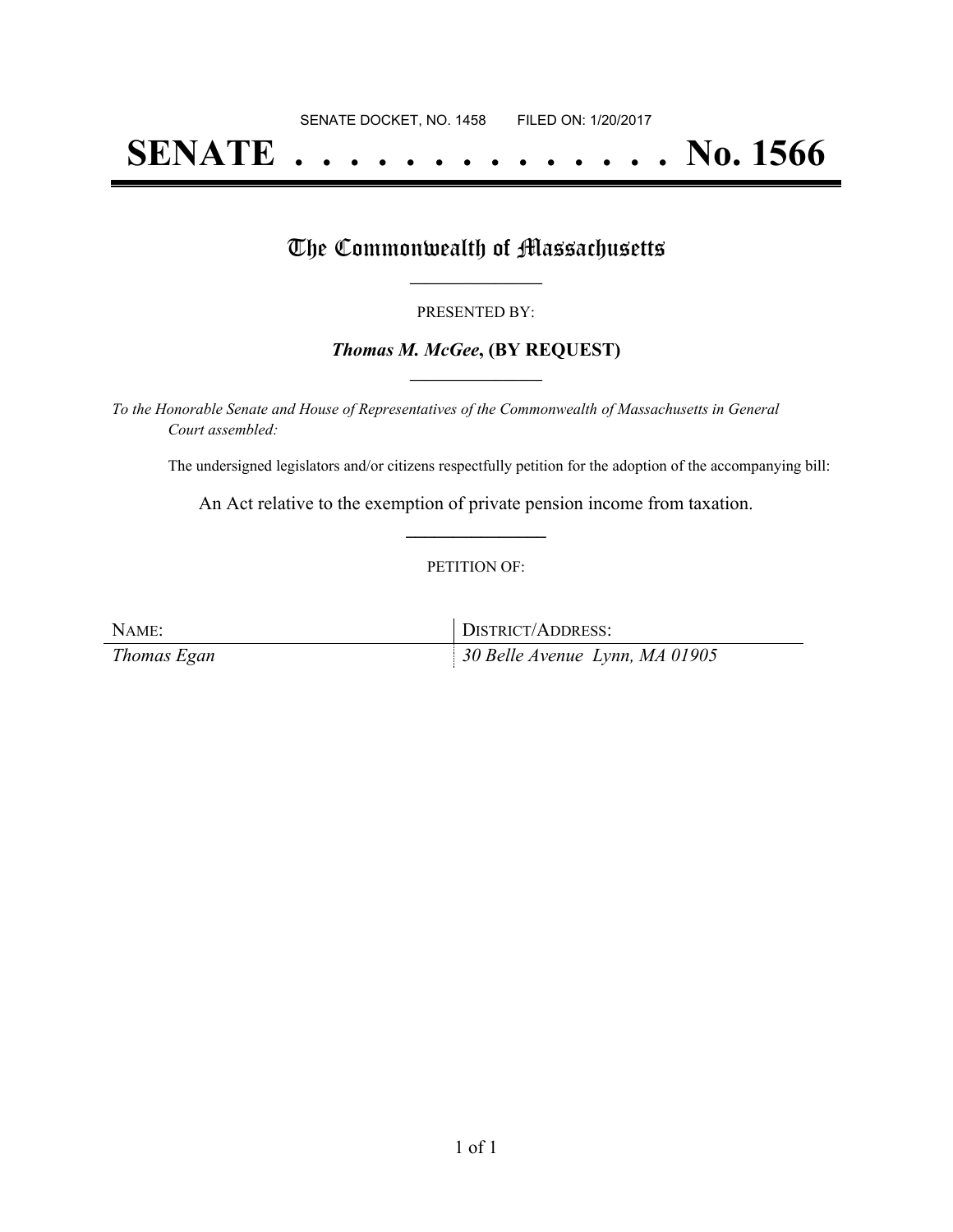SENATE DOCKET, NO. 1458        FILED ON: 1/20/2017

# SENATE . . . . . . . . . . . . . . No. 1566

## The Commonwealth of Massachusetts

PRESENTED BY:

***Thomas M. McGee*, (BY REQUEST)**

*To the Honorable Senate and House of Representatives of the Commonwealth of Massachusetts in General Court assembled:*

The undersigned legislators and/or citizens respectfully petition for the adoption of the accompanying bill:

An Act relative to the exemption of private pension income from taxation.

PETITION OF:

| NAME: | DISTRICT/ADDRESS: |
|---|---|
| *Thomas Egan* | *30 Belle Avenue  Lynn, MA 01905* |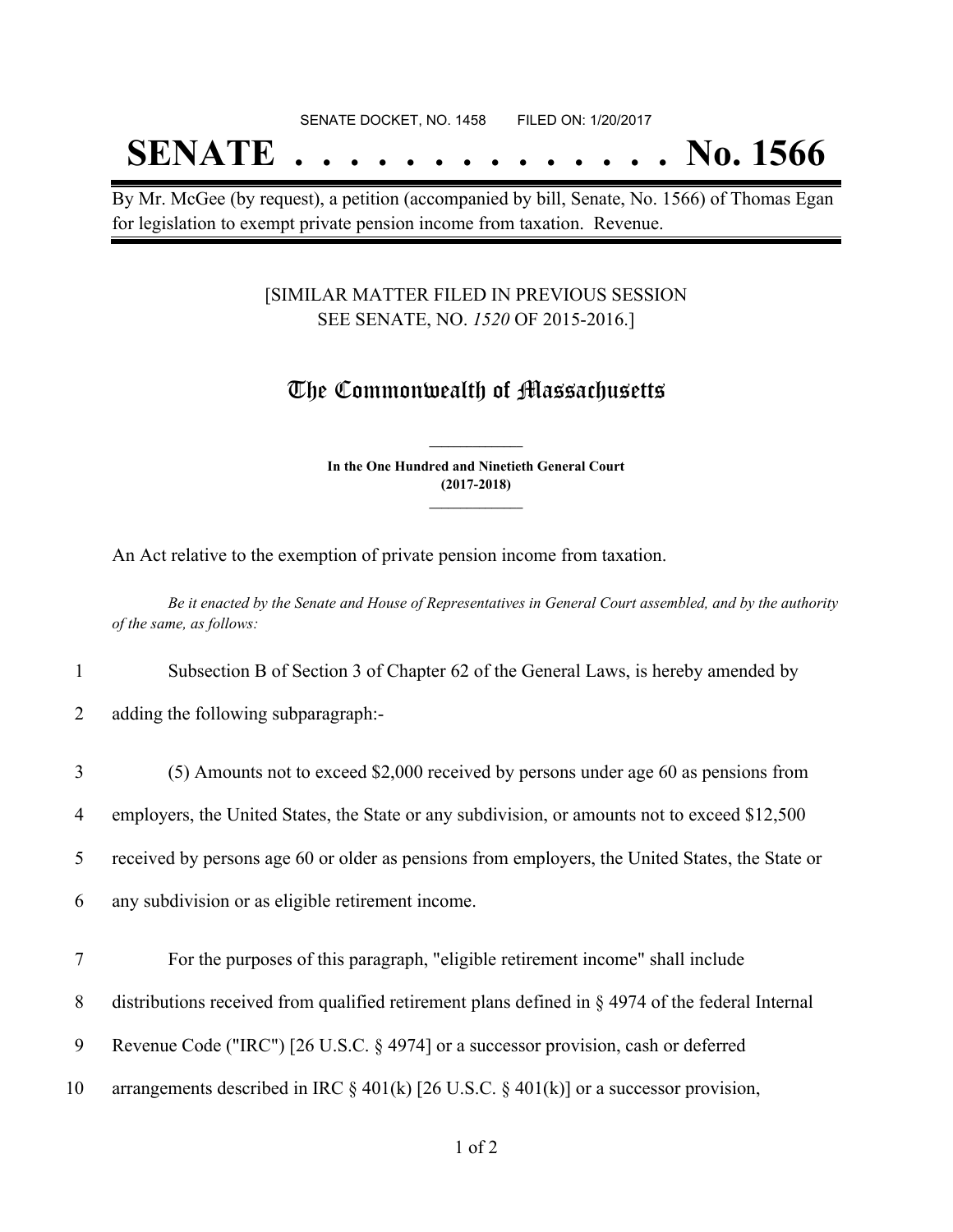SENATE DOCKET, NO. 1458 FILED ON: 1/20/2017

# SENATE . . . . . . . . . . . . . . No. 1566

By Mr. McGee (by request), a petition (accompanied by bill, Senate, No. 1566) of Thomas Egan for legislation to exempt private pension income from taxation. Revenue.

[SIMILAR MATTER FILED IN PREVIOUS SESSION SEE SENATE, NO. *1520* OF 2015-2016.]

## The Commonwealth of Massachusetts

**In the One Hundred and Ninetieth General Court (2017-2018)**

An Act relative to the exemption of private pension income from taxation.

*Be it enacted by the Senate and House of Representatives in General Court assembled, and by the authority of the same, as follows:*

1 Subsection B of Section 3 of Chapter 62 of the General Laws, is hereby amended by
2 adding the following subparagraph:-

3 (5) Amounts not to exceed $2,000 received by persons under age 60 as pensions from
4 employers, the United States, the State or any subdivision, or amounts not to exceed $12,500
5 received by persons age 60 or older as pensions from employers, the United States, the State or
6 any subdivision or as eligible retirement income.

7 For the purposes of this paragraph, "eligible retirement income" shall include
8 distributions received from qualified retirement plans defined in § 4974 of the federal Internal
9 Revenue Code ("IRC") [26 U.S.C. § 4974] or a successor provision, cash or deferred
10 arrangements described in IRC § 401(k) [26 U.S.C. § 401(k)] or a successor provision,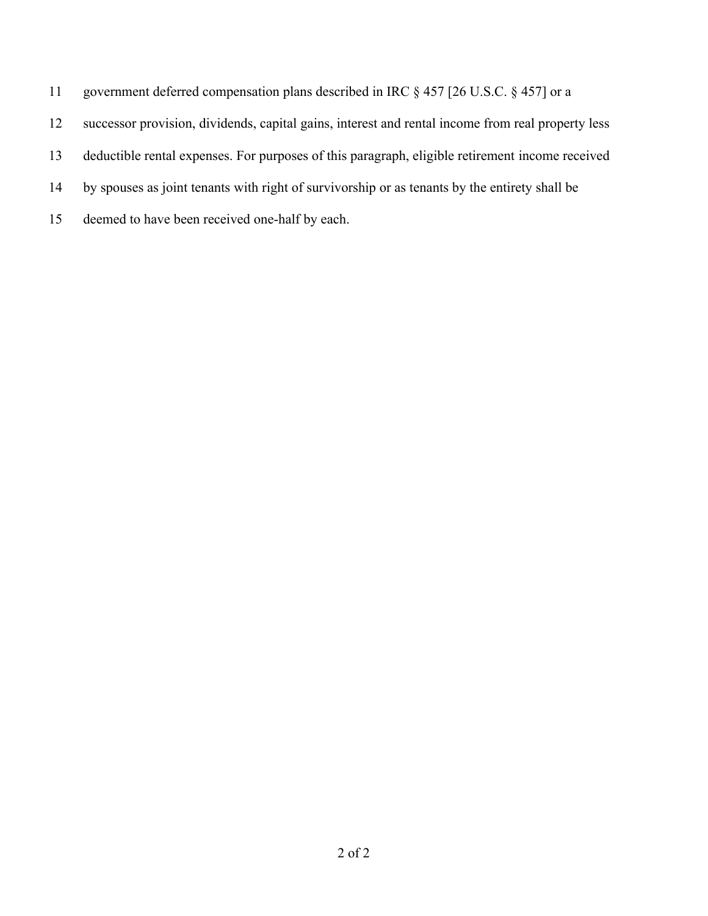government deferred compensation plans described in IRC § 457 [26 U.S.C. § 457] or a successor provision, dividends, capital gains, interest and rental income from real property less deductible rental expenses. For purposes of this paragraph, eligible retirement income received by spouses as joint tenants with right of survivorship or as tenants by the entirety shall be deemed to have been received one-half by each.